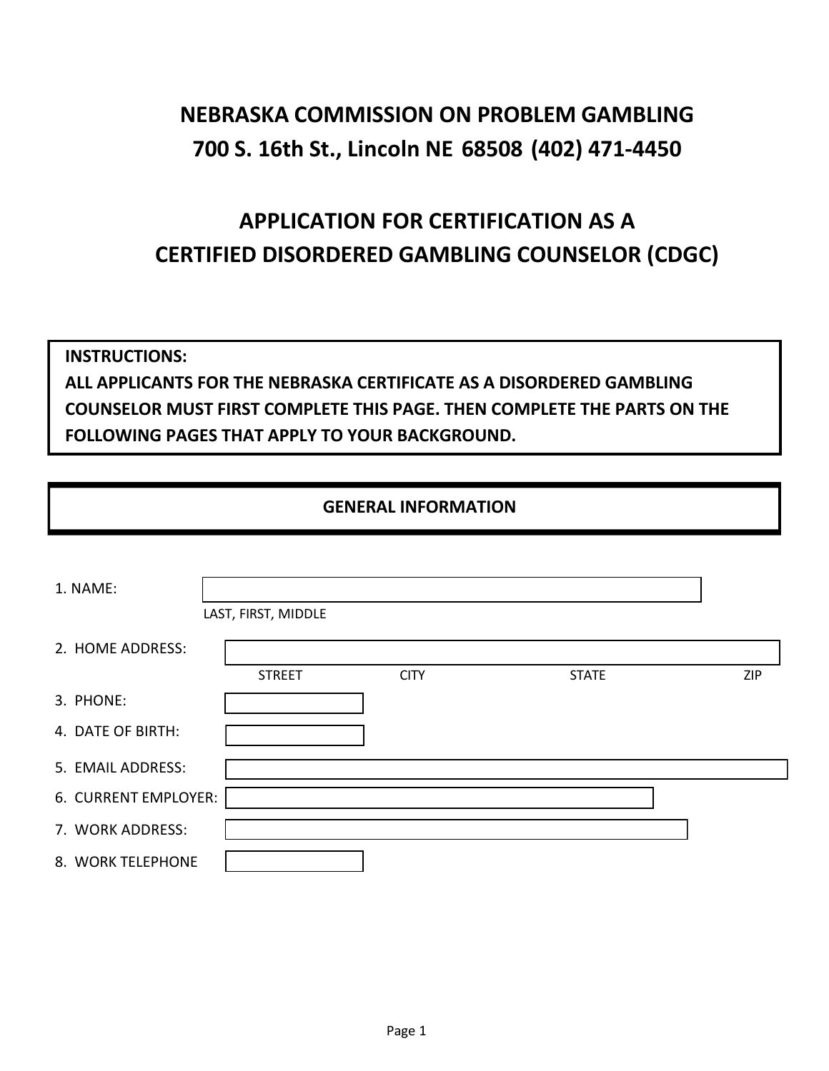# NEBRASKA COMMISSION ON PROBLEM GAMBLING

## 700 S. 16th St., Lincoln NE 68508 (402) 471-4450

# APPLICATION FOR CERTIFICATION AS A CERTIFIED DISORDERED GAMBLING COUNSELOR (CDGC)

**INSTRUCTIONS:**
**ALL APPLICANTS FOR THE NEBRASKA CERTIFICATE AS A DISORDERED GAMBLING COUNSELOR MUST FIRST COMPLETE THIS PAGE. THEN COMPLETE THE PARTS ON THE FOLLOWING PAGES THAT APPLY TO YOUR BACKGROUND.**

## GENERAL INFORMATION

1. NAME: ______________________________
   LAST, FIRST, MIDDLE

2. HOME ADDRESS: ______________________________
   STREET CITY STATE ZIP

3. PHONE: ______________

4. DATE OF BIRTH: ______________

5. EMAIL ADDRESS: ______________________________

6. CURRENT EMPLOYER: ______________________________

7. WORK ADDRESS: ______________________________

8. WORK TELEPHONE ______________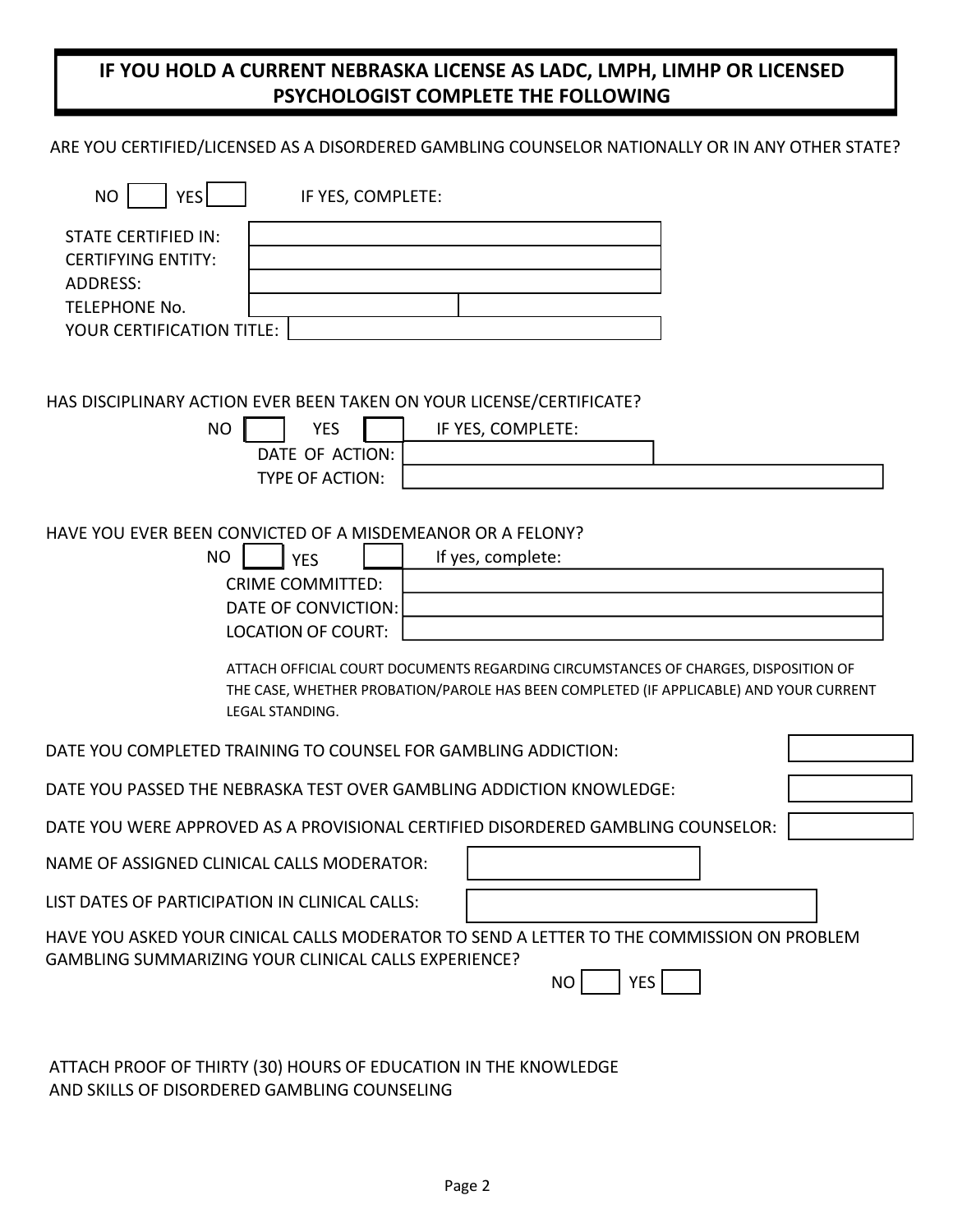## IF YOU HOLD A CURRENT NEBRASKA LICENSE AS LADC, LMPH, LIMHP OR LICENSED PSYCHOLOGIST COMPLETE THE FOLLOWING

ARE YOU CERTIFIED/LICENSED AS A DISORDERED GAMBLING COUNSELOR NATIONALLY OR IN ANY OTHER STATE?

NO ☐ YES ☐ IF YES, COMPLETE:

| | |
|---|---|
| STATE CERTIFIED IN: | |
| CERTIFYING ENTITY: | |
| ADDRESS: | |
| TELEPHONE No. | |
| YOUR CERTIFICATION TITLE: | |

HAS DISCIPLINARY ACTION EVER BEEN TAKEN ON YOUR LICENSE/CERTIFICATE?

NO ☐ YES ☐ IF YES, COMPLETE:

| | |
|---|---|
| DATE OF ACTION: | |
| TYPE OF ACTION: | |

HAVE YOU EVER BEEN CONVICTED OF A MISDEMEANOR OR A FELONY?

NO ☐ YES ☐ If yes, complete:

| | |
|---|---|
| CRIME COMMITTED: | |
| DATE OF CONVICTION: | |
| LOCATION OF COURT: | |

ATTACH OFFICIAL COURT DOCUMENTS REGARDING CIRCUMSTANCES OF CHARGES, DISPOSITION OF THE CASE, WHETHER PROBATION/PAROLE HAS BEEN COMPLETED (IF APPLICABLE) AND YOUR CURRENT LEGAL STANDING.

DATE YOU COMPLETED TRAINING TO COUNSEL FOR GAMBLING ADDICTION: ______

DATE YOU PASSED THE NEBRASKA TEST OVER GAMBLING ADDICTION KNOWLEDGE: ______

DATE YOU WERE APPROVED AS A PROVISIONAL CERTIFIED DISORDERED GAMBLING COUNSELOR: ______

NAME OF ASSIGNED CLINICAL CALLS MODERATOR: ______

LIST DATES OF PARTICIPATION IN CLINICAL CALLS: ______

HAVE YOU ASKED YOUR CINICAL CALLS MODERATOR TO SEND A LETTER TO THE COMMISSION ON PROBLEM GAMBLING SUMMARIZING YOUR CLINICAL CALLS EXPERIENCE?

NO ☐ YES ☐

ATTACH PROOF OF THIRTY (30) HOURS OF EDUCATION IN THE KNOWLEDGE AND SKILLS OF DISORDERED GAMBLING COUNSELING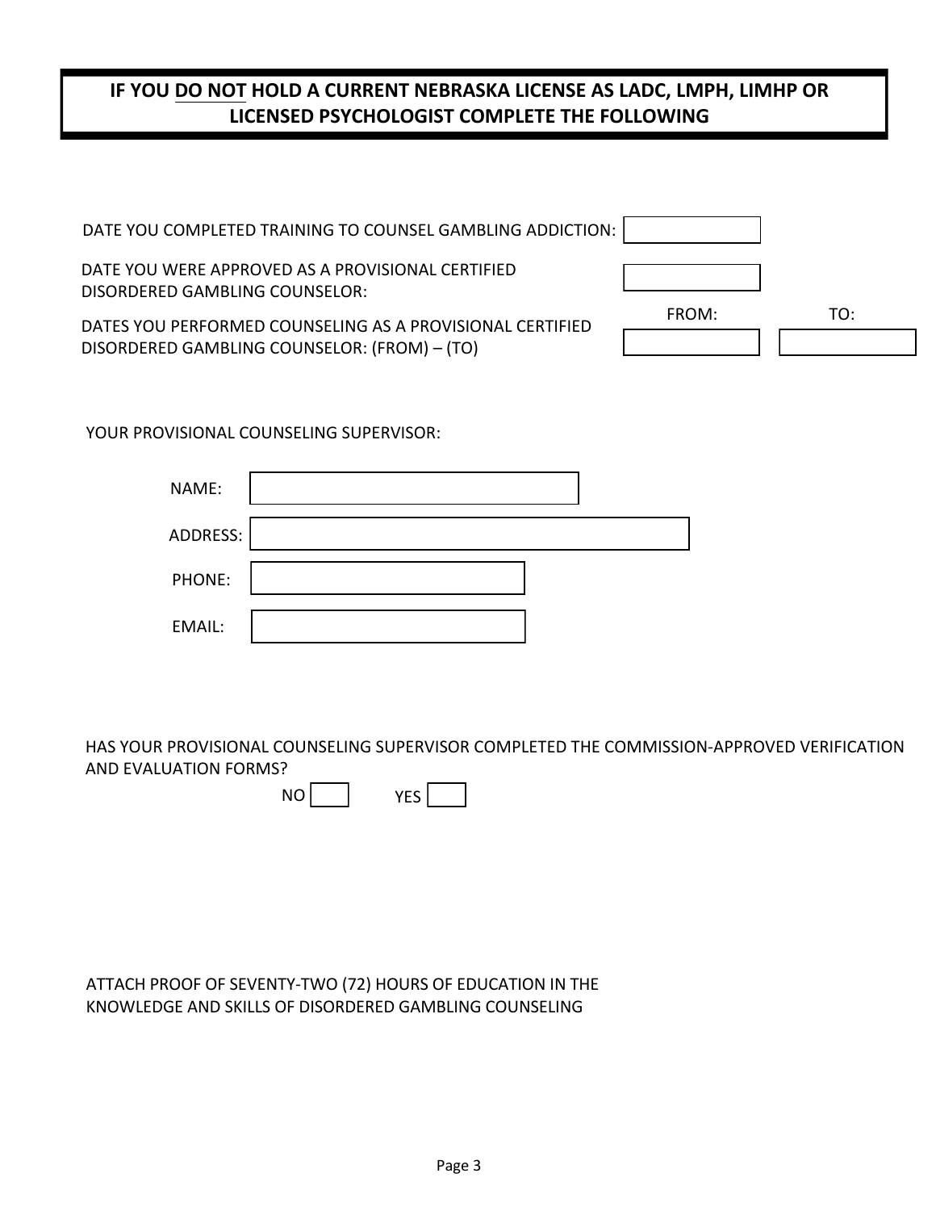## IF YOU <u>DO NOT</u> HOLD A CURRENT NEBRASKA LICENSE AS LADC, LMPH, LIMHP OR LICENSED PSYCHOLOGIST COMPLETE THE FOLLOWING

DATE YOU COMPLETED TRAINING TO COUNSEL GAMBLING ADDICTION: \_\_\_\_\_\_\_\_\_\_

DATE YOU WERE APPROVED AS A PROVISIONAL CERTIFIED DISORDERED GAMBLING COUNSELOR: \_\_\_\_\_\_\_\_\_\_

DATES YOU PERFORMED COUNSELING AS A PROVISIONAL CERTIFIED DISORDERED GAMBLING COUNSELOR: (FROM) – (TO)

FROM: \_\_\_\_\_\_\_\_\_\_ TO: \_\_\_\_\_\_\_\_\_\_

YOUR PROVISIONAL COUNSELING SUPERVISOR:

NAME: \_\_\_\_\_\_\_\_\_\_

ADDRESS: \_\_\_\_\_\_\_\_\_\_

PHONE: \_\_\_\_\_\_\_\_\_\_

EMAIL: \_\_\_\_\_\_\_\_\_\_

HAS YOUR PROVISIONAL COUNSELING SUPERVISOR COMPLETED THE COMMISSION-APPROVED VERIFICATION AND EVALUATION FORMS?

NO ☐ YES ☐

ATTACH PROOF OF SEVENTY-TWO (72) HOURS OF EDUCATION IN THE KNOWLEDGE AND SKILLS OF DISORDERED GAMBLING COUNSELING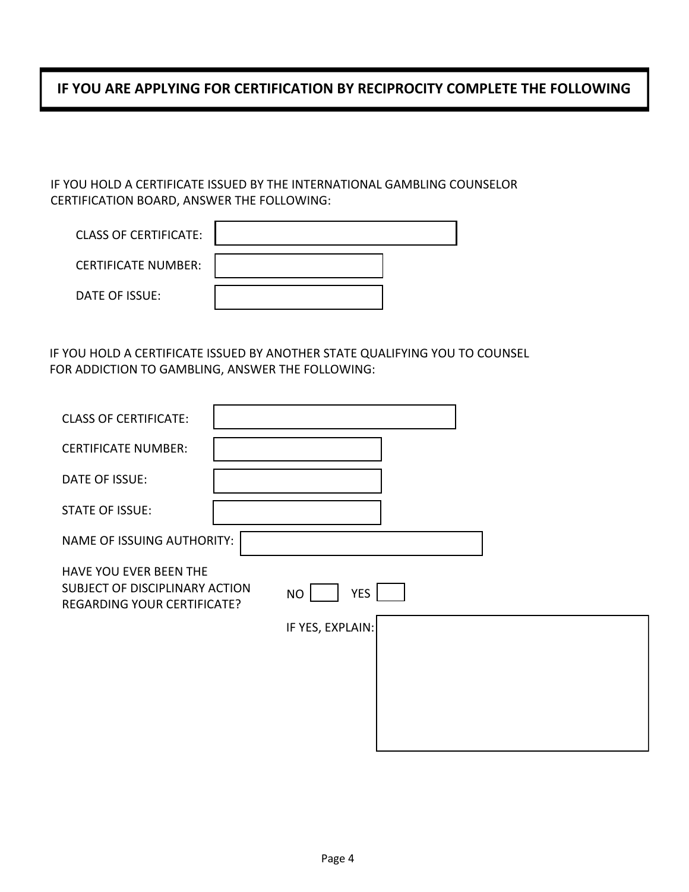## IF YOU ARE APPLYING FOR CERTIFICATION BY RECIPROCITY COMPLETE THE FOLLOWING

IF YOU HOLD A CERTIFICATE ISSUED BY THE INTERNATIONAL GAMBLING COUNSELOR CERTIFICATION BOARD, ANSWER THE FOLLOWING:

CLASS OF CERTIFICATE: ______________________

CERTIFICATE NUMBER: ______________________

DATE OF ISSUE: ______________________

IF YOU HOLD A CERTIFICATE ISSUED BY ANOTHER STATE QUALIFYING YOU TO COUNSEL FOR ADDICTION TO GAMBLING, ANSWER THE FOLLOWING:

CLASS OF CERTIFICATE: ______________________

CERTIFICATE NUMBER: ______________________

DATE OF ISSUE: ______________________

STATE OF ISSUE: ______________________

NAME OF ISSUING AUTHORITY: ______________________

HAVE YOU EVER BEEN THE SUBJECT OF DISCIPLINARY ACTION REGARDING YOUR CERTIFICATE? NO ☐ YES ☐

IF YES, EXPLAIN: ______________________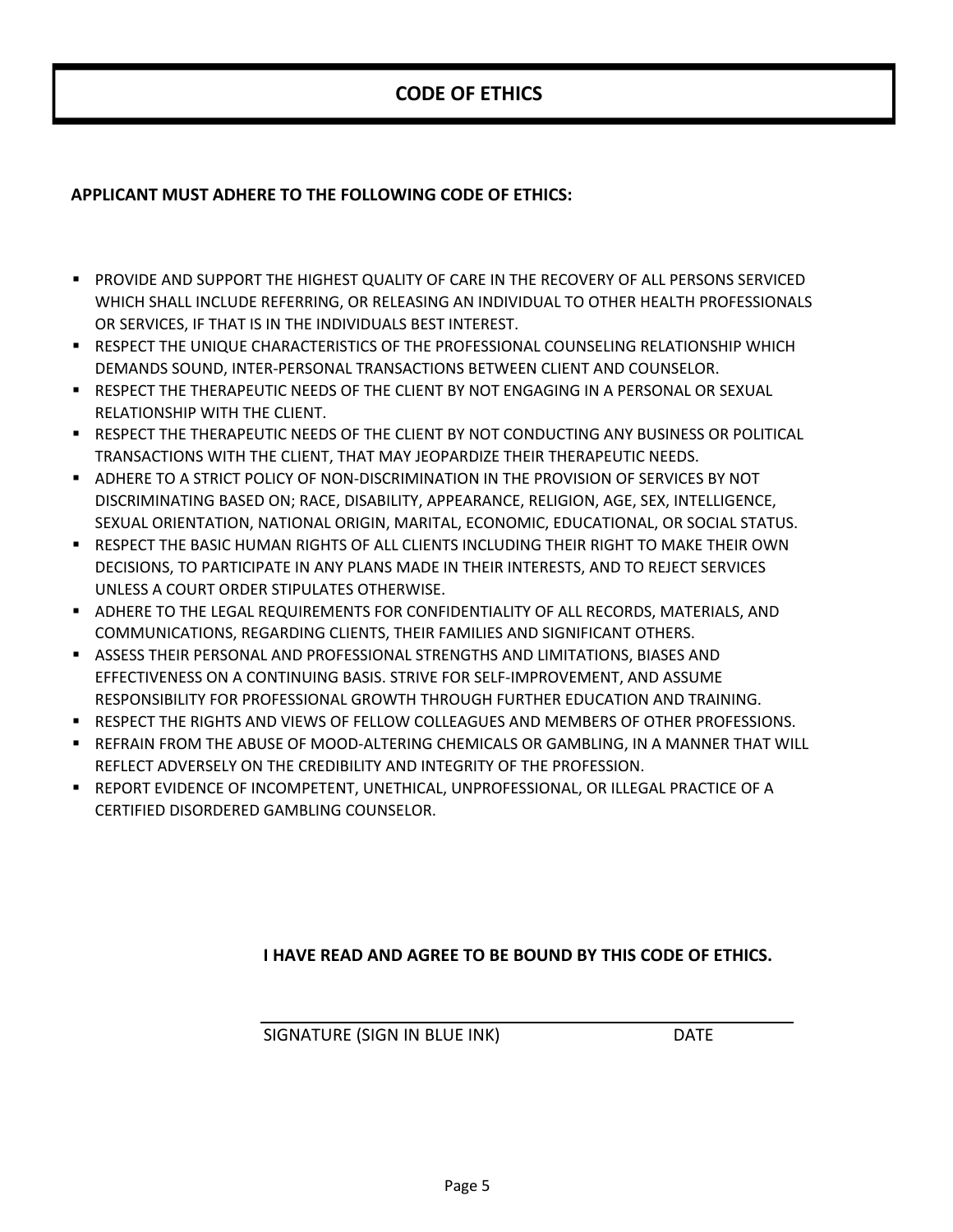# CODE OF ETHICS

**APPLICANT MUST ADHERE TO THE FOLLOWING CODE OF ETHICS:**

- PROVIDE AND SUPPORT THE HIGHEST QUALITY OF CARE IN THE RECOVERY OF ALL PERSONS SERVICED WHICH SHALL INCLUDE REFERRING, OR RELEASING AN INDIVIDUAL TO OTHER HEALTH PROFESSIONALS OR SERVICES, IF THAT IS IN THE INDIVIDUALS BEST INTEREST.
- RESPECT THE UNIQUE CHARACTERISTICS OF THE PROFESSIONAL COUNSELING RELATIONSHIP WHICH DEMANDS SOUND, INTER-PERSONAL TRANSACTIONS BETWEEN CLIENT AND COUNSELOR.
- RESPECT THE THERAPEUTIC NEEDS OF THE CLIENT BY NOT ENGAGING IN A PERSONAL OR SEXUAL RELATIONSHIP WITH THE CLIENT.
- RESPECT THE THERAPEUTIC NEEDS OF THE CLIENT BY NOT CONDUCTING ANY BUSINESS OR POLITICAL TRANSACTIONS WITH THE CLIENT, THAT MAY JEOPARDIZE THEIR THERAPEUTIC NEEDS.
- ADHERE TO A STRICT POLICY OF NON-DISCRIMINATION IN THE PROVISION OF SERVICES BY NOT DISCRIMINATING BASED ON; RACE, DISABILITY, APPEARANCE, RELIGION, AGE, SEX, INTELLIGENCE, SEXUAL ORIENTATION, NATIONAL ORIGIN, MARITAL, ECONOMIC, EDUCATIONAL, OR SOCIAL STATUS.
- RESPECT THE BASIC HUMAN RIGHTS OF ALL CLIENTS INCLUDING THEIR RIGHT TO MAKE THEIR OWN DECISIONS, TO PARTICIPATE IN ANY PLANS MADE IN THEIR INTERESTS, AND TO REJECT SERVICES UNLESS A COURT ORDER STIPULATES OTHERWISE.
- ADHERE TO THE LEGAL REQUIREMENTS FOR CONFIDENTIALITY OF ALL RECORDS, MATERIALS, AND COMMUNICATIONS, REGARDING CLIENTS, THEIR FAMILIES AND SIGNIFICANT OTHERS.
- ASSESS THEIR PERSONAL AND PROFESSIONAL STRENGTHS AND LIMITATIONS, BIASES AND EFFECTIVENESS ON A CONTINUING BASIS. STRIVE FOR SELF-IMPROVEMENT, AND ASSUME RESPONSIBILITY FOR PROFESSIONAL GROWTH THROUGH FURTHER EDUCATION AND TRAINING.
- RESPECT THE RIGHTS AND VIEWS OF FELLOW COLLEAGUES AND MEMBERS OF OTHER PROFESSIONS.
- REFRAIN FROM THE ABUSE OF MOOD-ALTERING CHEMICALS OR GAMBLING, IN A MANNER THAT WILL REFLECT ADVERSELY ON THE CREDIBILITY AND INTEGRITY OF THE PROFESSION.
- REPORT EVIDENCE OF INCOMPETENT, UNETHICAL, UNPROFESSIONAL, OR ILLEGAL PRACTICE OF A CERTIFIED DISORDERED GAMBLING COUNSELOR.

**I HAVE READ AND AGREE TO BE BOUND BY THIS CODE OF ETHICS.**

______________________________________________________

SIGNATURE (SIGN IN BLUE INK) DATE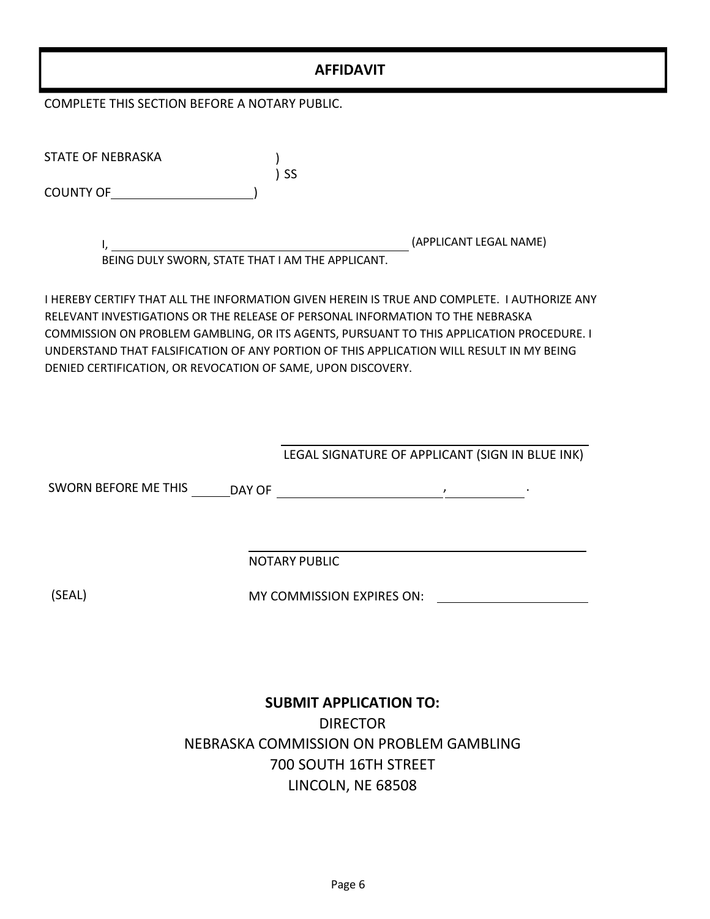## AFFIDAVIT

COMPLETE THIS SECTION BEFORE A NOTARY PUBLIC.

STATE OF NEBRASKA )
) SS
COUNTY OF \_\_\_\_\_\_\_\_\_\_\_\_\_\_\_\_\_\_\_\_ )

I, \_\_\_\_\_\_\_\_\_\_\_\_\_\_\_\_\_\_\_\_\_\_\_\_\_\_\_\_\_\_\_\_\_\_\_\_\_\_\_\_ (APPLICANT LEGAL NAME)
BEING DULY SWORN, STATE THAT I AM THE APPLICANT.

I HEREBY CERTIFY THAT ALL THE INFORMATION GIVEN HEREIN IS TRUE AND COMPLETE. I AUTHORIZE ANY RELEVANT INVESTIGATIONS OR THE RELEASE OF PERSONAL INFORMATION TO THE NEBRASKA COMMISSION ON PROBLEM GAMBLING, OR ITS AGENTS, PURSUANT TO THIS APPLICATION PROCEDURE. I UNDERSTAND THAT FALSIFICATION OF ANY PORTION OF THIS APPLICATION WILL RESULT IN MY BEING DENIED CERTIFICATION, OR REVOCATION OF SAME, UPON DISCOVERY.

\_\_\_\_\_\_\_\_\_\_\_\_\_\_\_\_\_\_\_\_\_\_\_\_\_\_\_\_\_\_\_\_\_\_\_\_\_\_\_\_
LEGAL SIGNATURE OF APPLICANT (SIGN IN BLUE INK)

SWORN BEFORE ME THIS \_\_\_\_\_ DAY OF \_\_\_\_\_\_\_\_\_\_\_\_\_\_\_\_\_\_\_\_, \_\_\_\_\_\_\_\_\_\_.

\_\_\_\_\_\_\_\_\_\_\_\_\_\_\_\_\_\_\_\_\_\_\_\_\_\_\_\_\_\_\_\_\_\_\_\_\_\_\_\_
NOTARY PUBLIC

(SEAL) MY COMMISSION EXPIRES ON: \_\_\_\_\_\_\_\_\_\_\_\_\_\_\_\_\_\_\_\_

**SUBMIT APPLICATION TO:**

DIRECTOR
NEBRASKA COMMISSION ON PROBLEM GAMBLING
700 SOUTH 16TH STREET
LINCOLN, NE 68508